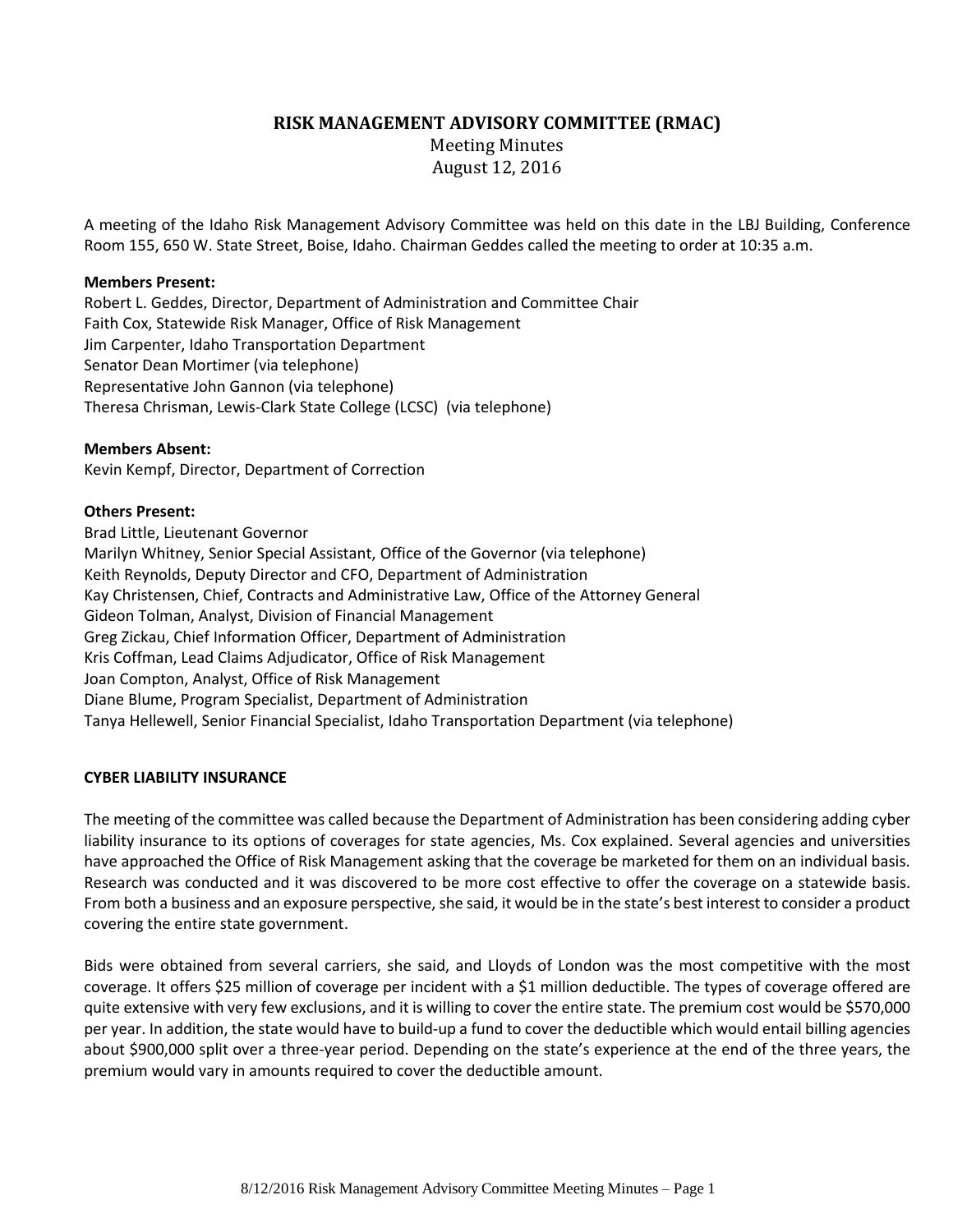# RISK MANAGEMENT ADVISORY COMMITTEE (RMAC)

Meeting Minutes
August 12, 2016

A meeting of the Idaho Risk Management Advisory Committee was held on this date in the LBJ Building, Conference Room 155, 650 W. State Street, Boise, Idaho. Chairman Geddes called the meeting to order at 10:35 a.m.

**Members Present:**
Robert L. Geddes, Director, Department of Administration and Committee Chair
Faith Cox, Statewide Risk Manager, Office of Risk Management
Jim Carpenter, Idaho Transportation Department
Senator Dean Mortimer (via telephone)
Representative John Gannon (via telephone)
Theresa Chrisman, Lewis-Clark State College (LCSC) (via telephone)

**Members Absent:**
Kevin Kempf, Director, Department of Correction

**Others Present:**
Brad Little, Lieutenant Governor
Marilyn Whitney, Senior Special Assistant, Office of the Governor (via telephone)
Keith Reynolds, Deputy Director and CFO, Department of Administration
Kay Christensen, Chief, Contracts and Administrative Law, Office of the Attorney General
Gideon Tolman, Analyst, Division of Financial Management
Greg Zickau, Chief Information Officer, Department of Administration
Kris Coffman, Lead Claims Adjudicator, Office of Risk Management
Joan Compton, Analyst, Office of Risk Management
Diane Blume, Program Specialist, Department of Administration
Tanya Hellewell, Senior Financial Specialist, Idaho Transportation Department (via telephone)

**CYBER LIABILITY INSURANCE**

The meeting of the committee was called because the Department of Administration has been considering adding cyber liability insurance to its options of coverages for state agencies, Ms. Cox explained. Several agencies and universities have approached the Office of Risk Management asking that the coverage be marketed for them on an individual basis. Research was conducted and it was discovered to be more cost effective to offer the coverage on a statewide basis. From both a business and an exposure perspective, she said, it would be in the state's best interest to consider a product covering the entire state government.

Bids were obtained from several carriers, she said, and Lloyds of London was the most competitive with the most coverage. It offers $25 million of coverage per incident with a $1 million deductible. The types of coverage offered are quite extensive with very few exclusions, and it is willing to cover the entire state. The premium cost would be $570,000 per year. In addition, the state would have to build-up a fund to cover the deductible which would entail billing agencies about $900,000 split over a three-year period. Depending on the state's experience at the end of the three years, the premium would vary in amounts required to cover the deductible amount.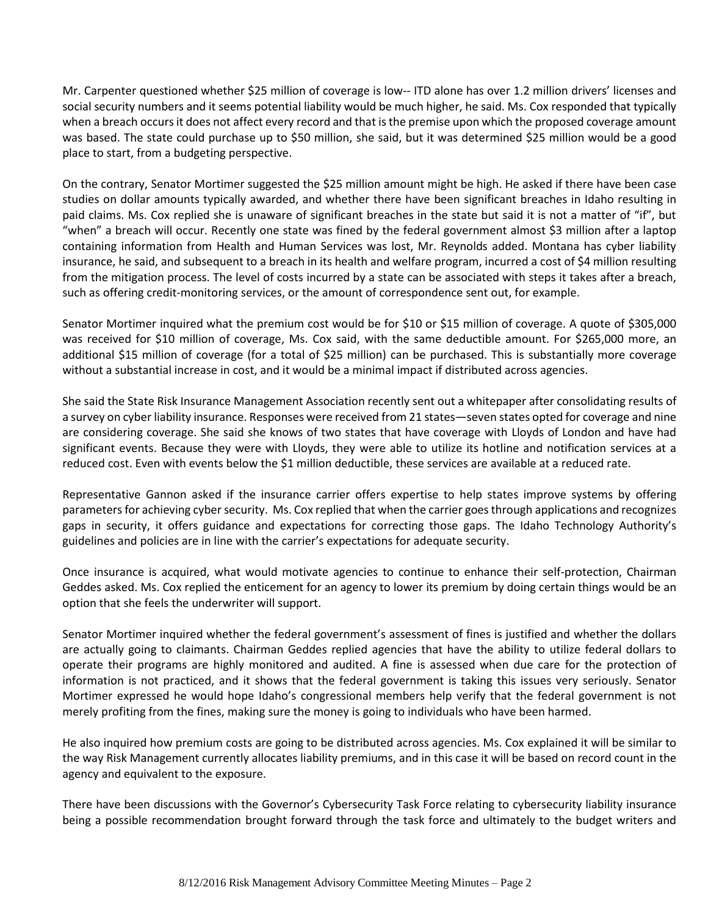Mr. Carpenter questioned whether $25 million of coverage is low-- ITD alone has over 1.2 million drivers' licenses and social security numbers and it seems potential liability would be much higher, he said. Ms. Cox responded that typically when a breach occurs it does not affect every record and that is the premise upon which the proposed coverage amount was based. The state could purchase up to $50 million, she said, but it was determined $25 million would be a good place to start, from a budgeting perspective.

On the contrary, Senator Mortimer suggested the $25 million amount might be high. He asked if there have been case studies on dollar amounts typically awarded, and whether there have been significant breaches in Idaho resulting in paid claims. Ms. Cox replied she is unaware of significant breaches in the state but said it is not a matter of "if", but "when" a breach will occur. Recently one state was fined by the federal government almost $3 million after a laptop containing information from Health and Human Services was lost, Mr. Reynolds added. Montana has cyber liability insurance, he said, and subsequent to a breach in its health and welfare program, incurred a cost of $4 million resulting from the mitigation process. The level of costs incurred by a state can be associated with steps it takes after a breach, such as offering credit-monitoring services, or the amount of correspondence sent out, for example.

Senator Mortimer inquired what the premium cost would be for $10 or $15 million of coverage. A quote of $305,000 was received for $10 million of coverage, Ms. Cox said, with the same deductible amount. For $265,000 more, an additional $15 million of coverage (for a total of $25 million) can be purchased. This is substantially more coverage without a substantial increase in cost, and it would be a minimal impact if distributed across agencies.

She said the State Risk Insurance Management Association recently sent out a whitepaper after consolidating results of a survey on cyber liability insurance. Responses were received from 21 states—seven states opted for coverage and nine are considering coverage. She said she knows of two states that have coverage with Lloyds of London and have had significant events. Because they were with Lloyds, they were able to utilize its hotline and notification services at a reduced cost. Even with events below the $1 million deductible, these services are available at a reduced rate.

Representative Gannon asked if the insurance carrier offers expertise to help states improve systems by offering parameters for achieving cyber security. Ms. Cox replied that when the carrier goes through applications and recognizes gaps in security, it offers guidance and expectations for correcting those gaps. The Idaho Technology Authority's guidelines and policies are in line with the carrier's expectations for adequate security.

Once insurance is acquired, what would motivate agencies to continue to enhance their self-protection, Chairman Geddes asked. Ms. Cox replied the enticement for an agency to lower its premium by doing certain things would be an option that she feels the underwriter will support.

Senator Mortimer inquired whether the federal government's assessment of fines is justified and whether the dollars are actually going to claimants. Chairman Geddes replied agencies that have the ability to utilize federal dollars to operate their programs are highly monitored and audited. A fine is assessed when due care for the protection of information is not practiced, and it shows that the federal government is taking this issues very seriously. Senator Mortimer expressed he would hope Idaho's congressional members help verify that the federal government is not merely profiting from the fines, making sure the money is going to individuals who have been harmed.

He also inquired how premium costs are going to be distributed across agencies. Ms. Cox explained it will be similar to the way Risk Management currently allocates liability premiums, and in this case it will be based on record count in the agency and equivalent to the exposure.

There have been discussions with the Governor's Cybersecurity Task Force relating to cybersecurity liability insurance being a possible recommendation brought forward through the task force and ultimately to the budget writers and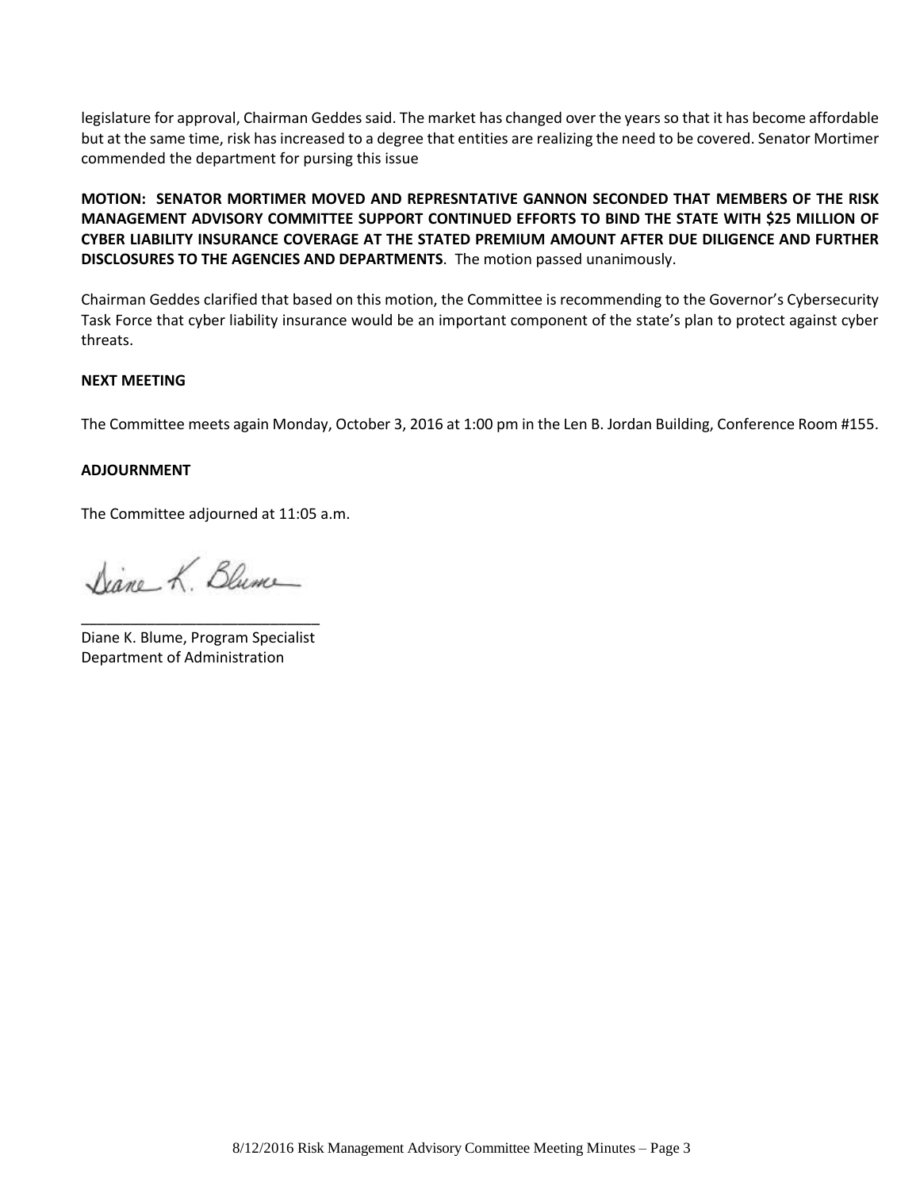legislature for approval, Chairman Geddes said. The market has changed over the years so that it has become affordable but at the same time, risk has increased to a degree that entities are realizing the need to be covered. Senator Mortimer commended the department for pursing this issue

**MOTION: SENATOR MORTIMER MOVED AND REPRESNTATIVE GANNON SECONDED THAT MEMBERS OF THE RISK MANAGEMENT ADVISORY COMMITTEE SUPPORT CONTINUED EFFORTS TO BIND THE STATE WITH $25 MILLION OF CYBER LIABILITY INSURANCE COVERAGE AT THE STATED PREMIUM AMOUNT AFTER DUE DILIGENCE AND FURTHER DISCLOSURES TO THE AGENCIES AND DEPARTMENTS**. The motion passed unanimously.

Chairman Geddes clarified that based on this motion, the Committee is recommending to the Governor's Cybersecurity Task Force that cyber liability insurance would be an important component of the state's plan to protect against cyber threats.

**NEXT MEETING**

The Committee meets again Monday, October 3, 2016 at 1:00 pm in the Len B. Jordan Building, Conference Room #155.

**ADJOURNMENT**

The Committee adjourned at 11:05 a.m.

Diane K. Blume

_____________________________

Diane K. Blume, Program Specialist
Department of Administration